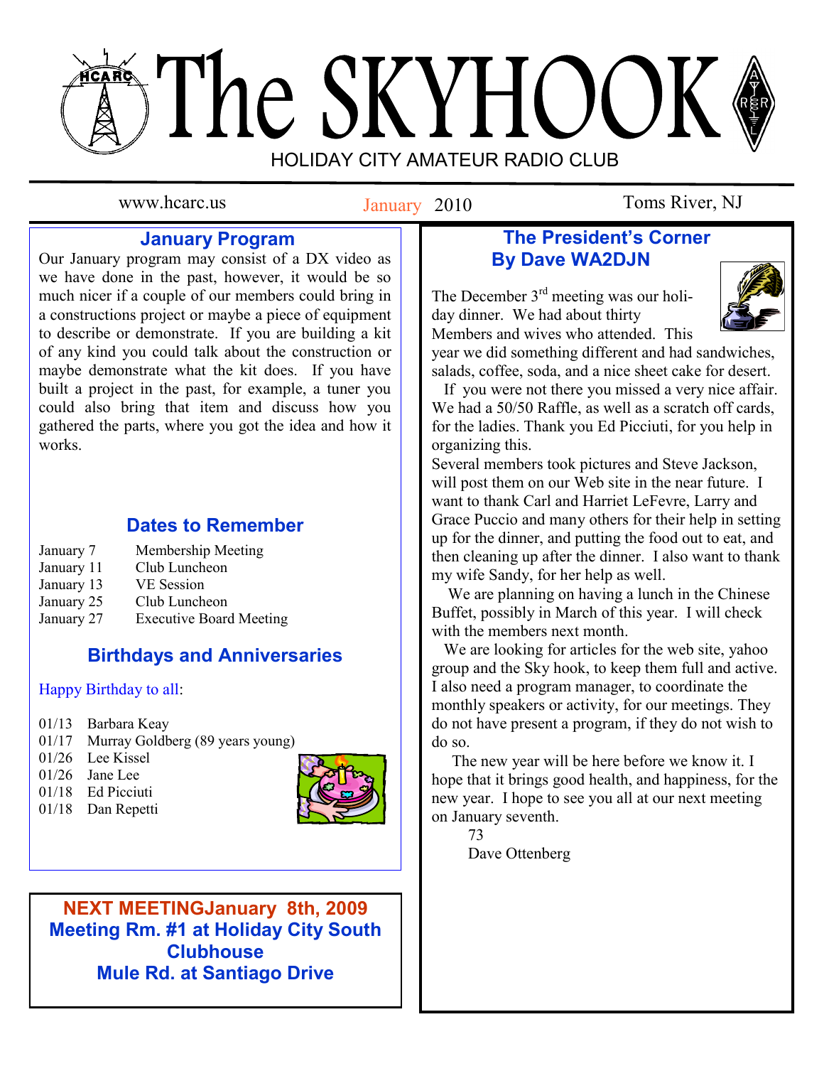# The SKYHOOK

HOLIDAY CITY AMATEUR RADIO CLUB

www.hcarc.us — January 2010 — Toms River, NJ

## January Program

Our January program may consist of a DX video as we have done in the past, however, it would be so much nicer if a couple of our members could bring in a constructions project or maybe a piece of equipment to describe or demonstrate. If you are building a kit of any kind you could talk about the construction or maybe demonstrate what the kit does. If you have built a project in the past, for example, a tuner you could also bring that item and discuss how you gathered the parts, where you got the idea and how it works.

## Dates to Remember

| | |
|---|---|
| January 7 | Membership Meeting |
| January 11 | Club Luncheon |
| January 13 | VE Session |
| January 25 | Club Luncheon |
| January 27 | Executive Board Meeting |

## Birthdays and Anniversaries

Happy Birthday to all:

- 01/13 Barbara Keay
- 01/17 Murray Goldberg (89 years young)
- 01/26 Lee Kissel
- 01/26 Jane Lee
- 01/18 Ed Picciuti
- 01/18 Dan Repetti

**NEXT MEETINGJanuary 8th, 2009**
**Meeting Rm. #1 at Holiday City South Clubhouse**
**Mule Rd. at Santiago Drive**

## The President's Corner
### By Dave WA2DJN

The December 3rd meeting was our holiday dinner. We had about thirty Members and wives who attended. This year we did something different and had sandwiches, salads, coffee, soda, and a nice sheet cake for desert.

If you were not there you missed a very nice affair. We had a 50/50 Raffle, as well as a scratch off cards, for the ladies. Thank you Ed Picciuti, for you help in organizing this.

Several members took pictures and Steve Jackson, will post them on our Web site in the near future. I want to thank Carl and Harriet LeFevre, Larry and Grace Puccio and many others for their help in setting up for the dinner, and putting the food out to eat, and then cleaning up after the dinner. I also want to thank my wife Sandy, for her help as well.

We are planning on having a lunch in the Chinese Buffet, possibly in March of this year. I will check with the members next month.

We are looking for articles for the web site, yahoo group and the Sky hook, to keep them full and active. I also need a program manager, to coordinate the monthly speakers or activity, for our meetings. They do not have present a program, if they do not wish to do so.

The new year will be here before we know it. I hope that it brings good health, and happiness, for the new year. I hope to see you all at our next meeting on January seventh.

73
Dave Ottenberg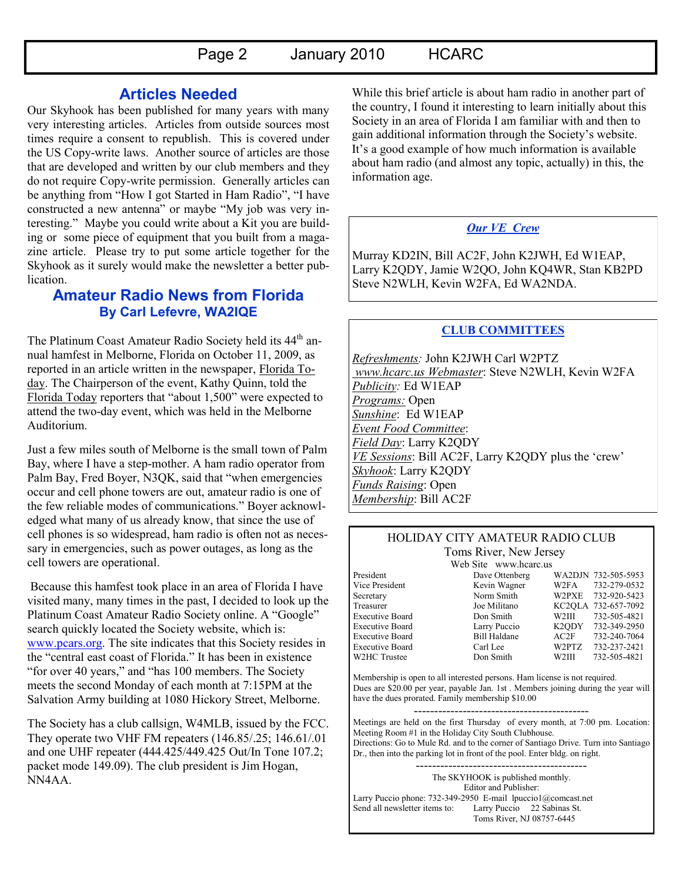## Articles Needed

Our Skyhook has been published for many years with many very interesting articles. Articles from outside sources most times require a consent to republish. This is covered under the US Copy-write laws. Another source of articles are those that are developed and written by our club members and they do not require Copy-write permission. Generally articles can be anything from "How I got Started in Ham Radio", "I have constructed a new antenna" or maybe "My job was very interesting." Maybe you could write about a Kit you are building or some piece of equipment that you built from a magazine article. Please try to put some article together for the Skyhook as it surely would make the newsletter a better publication.

## Amateur Radio News from Florida

### By Carl Lefevre, WA2IQE

The Platinum Coast Amateur Radio Society held its 44th annual hamfest in Melborne, Florida on October 11, 2009, as reported in an article written in the newspaper, Florida Today. The Chairperson of the event, Kathy Quinn, told the Florida Today reporters that "about 1,500" were expected to attend the two-day event, which was held in the Melborne Auditorium.

Just a few miles south of Melborne is the small town of Palm Bay, where I have a step-mother. A ham radio operator from Palm Bay, Fred Boyer, N3QK, said that "when emergencies occur and cell phone towers are out, amateur radio is one of the few reliable modes of communications." Boyer acknowledged what many of us already know, that since the use of cell phones is so widespread, ham radio is often not as necessary in emergencies, such as power outages, as long as the cell towers are operational.

Because this hamfest took place in an area of Florida I have visited many, many times in the past, I decided to look up the Platinum Coast Amateur Radio Society online. A "Google" search quickly located the Society website, which is: www.pcars.org. The site indicates that this Society resides in the "central east coast of Florida." It has been in existence "for over 40 years," and "has 100 members. The Society meets the second Monday of each month at 7:15PM at the Salvation Army building at 1080 Hickory Street, Melborne.

The Society has a club callsign, W4MLB, issued by the FCC. They operate two VHF FM repeaters (146.85/.25; 146.61/.01 and one UHF repeater (444.425/449.425 Out/In Tone 107.2; packet mode 149.09). The club president is Jim Hogan, NN4AA.

While this brief article is about ham radio in another part of the country, I found it interesting to learn initially about this Society in an area of Florida I am familiar with and then to gain additional information through the Society's website. It's a good example of how much information is available about ham radio (and almost any topic, actually) in this, the information age.

### *Our VE Crew*

Murray KD2IN, Bill AC2F, John K2JWH, Ed W1EAP, Larry K2QDY, Jamie W2QO, John KQ4WR, Stan KB2PD Steve N2WLH, Kevin W2FA, Ed WA2NDA.

### CLUB COMMITTEES

*Refreshments:* John K2JWH Carl W2PTZ
*www.hcarc.us Webmaster*: Steve N2WLH, Kevin W2FA
*Publicity:* Ed W1EAP
*Programs:* Open
*Sunshine*: Ed W1EAP
*Event Food Committee*:
*Field Day*: Larry K2QDY
*VE Sessions*: Bill AC2F, Larry K2QDY plus the 'crew'
*Skyhook*: Larry K2QDY
*Funds Raising*: Open
*Membership*: Bill AC2F

### HOLIDAY CITY AMATEUR RADIO CLUB

Toms River, New Jersey
Web Site www.hcarc.us

| Position | Name | Call | Phone |
|---|---|---|---|
| President | Dave Ottenberg | WA2DJN | 732-505-5953 |
| Vice President | Kevin Wagner | W2FA | 732-279-0532 |
| Secretary | Norm Smith | W2PXE | 732-920-5423 |
| Treasurer | Joe Militano | KC2QLA | 732-657-7092 |
| Executive Board | Don Smith | W2III | 732-505-4821 |
| Executive Board | Larry Puccio | K2QDY | 732-349-2950 |
| Executive Board | Bill Haldane | AC2F | 732-240-7064 |
| Executive Board | Carl Lee | W2PTZ | 732-237-2421 |
| W2HC Trustee | Don Smith | W2III | 732-505-4821 |

Membership is open to all interested persons. Ham license is not required. Dues are $20.00 per year, payable Jan. 1st . Members joining during the year will have the dues prorated. Family membership $10.00

---

Meetings are held on the first Thursday of every month, at 7:00 pm. Location: Meeting Room #1 in the Holiday City South Clubhouse.
Directions: Go to Mule Rd. and to the corner of Santiago Drive. Turn into Santiago Dr., then into the parking lot in front of the pool. Enter bldg. on right.

---

The SKYHOOK is published monthly.
Editor and Publisher:
Larry Puccio phone: 732-349-2950 E-mail lpuccio1@comcast.net
Send all newsletter items to: Larry Puccio 22 Sabinas St.
Toms River, NJ 08757-6445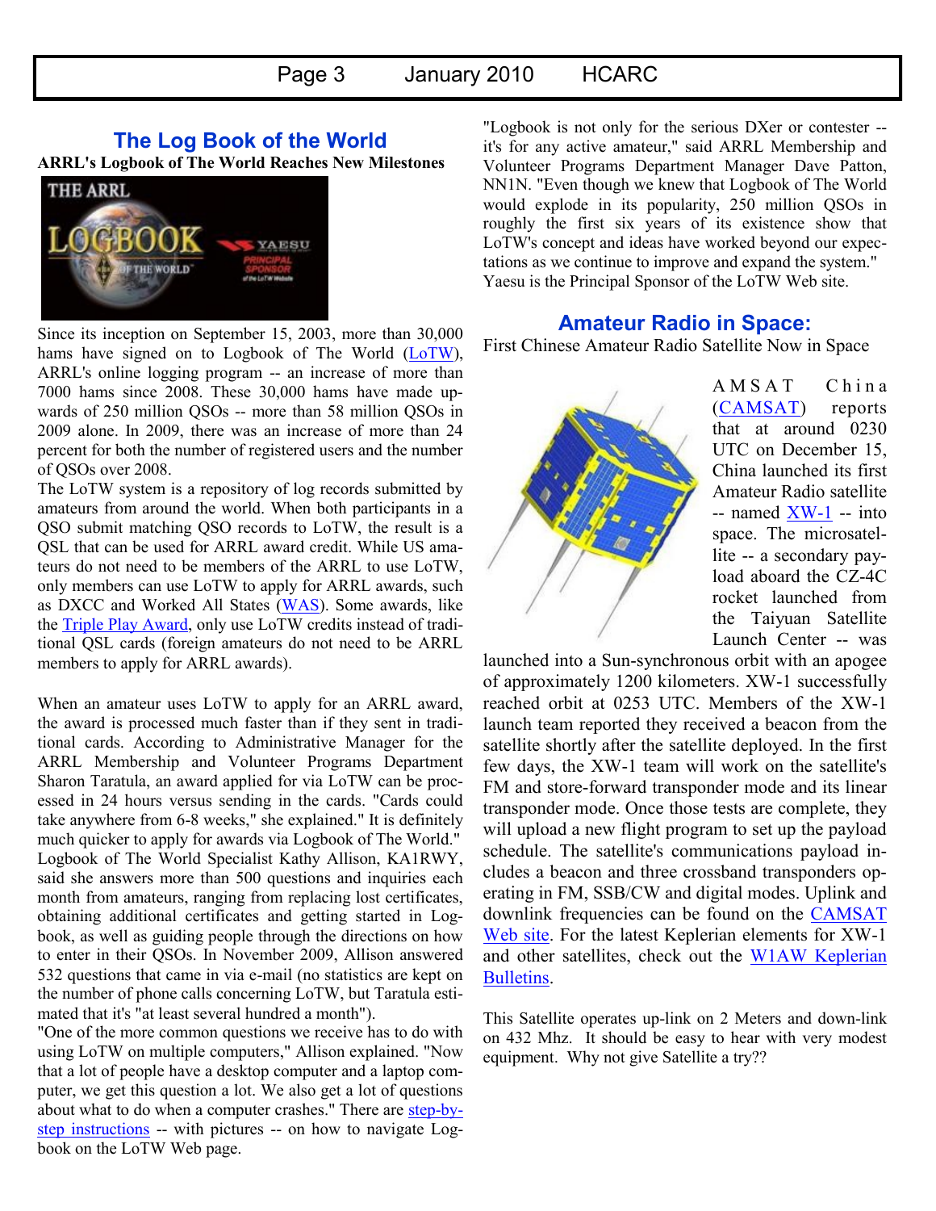## The Log Book of the World

**ARRL's Logbook of The World Reaches New Milestones**

Since its inception on September 15, 2003, more than 30,000 hams have signed on to Logbook of The World (LoTW), ARRL's online logging program -- an increase of more than 7000 hams since 2008. These 30,000 hams have made upwards of 250 million QSOs -- more than 58 million QSOs in 2009 alone. In 2009, there was an increase of more than 24 percent for both the number of registered users and the number of QSOs over 2008.

The LoTW system is a repository of log records submitted by amateurs from around the world. When both participants in a QSO submit matching QSO records to LoTW, the result is a QSL that can be used for ARRL award credit. While US amateurs do not need to be members of the ARRL to use LoTW, only members can use LoTW to apply for ARRL awards, such as DXCC and Worked All States (WAS). Some awards, like the Triple Play Award, only use LoTW credits instead of traditional QSL cards (foreign amateurs do not need to be ARRL members to apply for ARRL awards).

When an amateur uses LoTW to apply for an ARRL award, the award is processed much faster than if they sent in traditional cards. According to Administrative Manager for the ARRL Membership and Volunteer Programs Department Sharon Taratula, an award applied for via LoTW can be processed in 24 hours versus sending in the cards. "Cards could take anywhere from 6-8 weeks," she explained." It is definitely much quicker to apply for awards via Logbook of The World." Logbook of The World Specialist Kathy Allison, KA1RWY, said she answers more than 500 questions and inquiries each month from amateurs, ranging from replacing lost certificates, obtaining additional certificates and getting started in Logbook, as well as guiding people through the directions on how to enter in their QSOs. In November 2009, Allison answered 532 questions that came in via e-mail (no statistics are kept on the number of phone calls concerning LoTW, but Taratula estimated that it's "at least several hundred a month").

"One of the more common questions we receive has to do with using LoTW on multiple computers," Allison explained. "Now that a lot of people have a desktop computer and a laptop computer, we get this question a lot. We also get a lot of questions about what to do when a computer crashes." There are step-by-step instructions -- with pictures -- on how to navigate Logbook on the LoTW Web page.

"Logbook is not only for the serious DXer or contester -- it's for any active amateur," said ARRL Membership and Volunteer Programs Department Manager Dave Patton, NN1N. "Even though we knew that Logbook of The World would explode in its popularity, 250 million QSOs in roughly the first six years of its existence show that LoTW's concept and ideas have worked beyond our expectations as we continue to improve and expand the system." Yaesu is the Principal Sponsor of the LoTW Web site.

## Amateur Radio in Space:

First Chinese Amateur Radio Satellite Now in Space

AMSAT China (CAMSAT) reports that at around 0230 UTC on December 15, China launched its first Amateur Radio satellite -- named XW-1 -- into space. The microsatellite -- a secondary payload aboard the CZ-4C rocket launched from the Taiyuan Satellite Launch Center -- was launched into a Sun-synchronous orbit with an apogee of approximately 1200 kilometers. XW-1 successfully reached orbit at 0253 UTC. Members of the XW-1 launch team reported they received a beacon from the satellite shortly after the satellite deployed. In the first few days, the XW-1 team will work on the satellite's FM and store-forward transponder mode and its linear transponder mode. Once those tests are complete, they will upload a new flight program to set up the payload schedule. The satellite's communications payload includes a beacon and three crossband transponders operating in FM, SSB/CW and digital modes. Uplink and downlink frequencies can be found on the CAMSAT Web site. For the latest Keplerian elements for XW-1 and other satellites, check out the W1AW Keplerian Bulletins.

This Satellite operates up-link on 2 Meters and down-link on 432 Mhz. It should be easy to hear with very modest equipment. Why not give Satellite a try??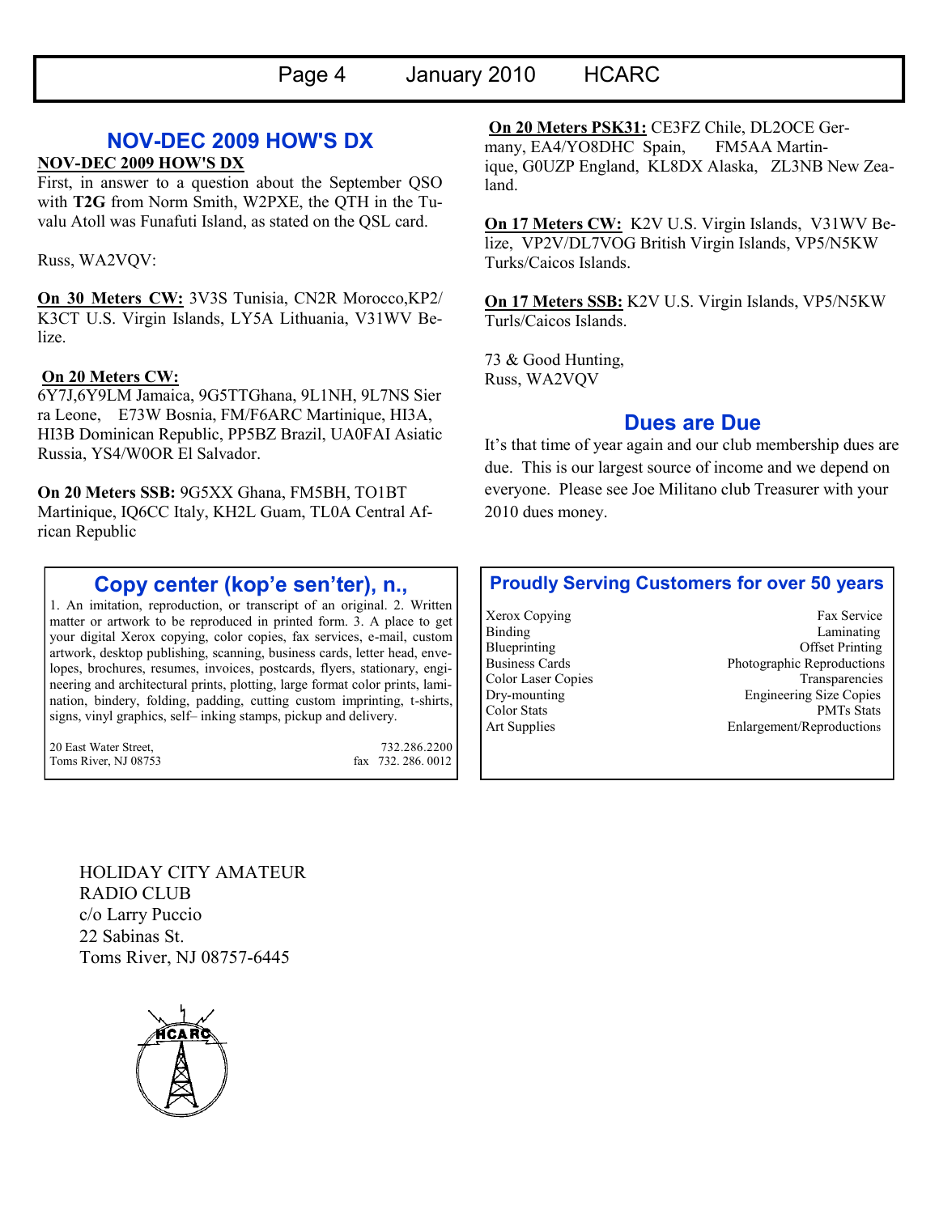## NOV-DEC 2009 HOW'S DX

**NOV-DEC 2009 HOW'S DX**

First, in answer to a question about the September QSO with **T2G** from Norm Smith, W2PXE, the QTH in the Tuvalu Atoll was Funafuti Island, as stated on the QSL card.

Russ, WA2VQV:

**On 30 Meters CW:** 3V3S Tunisia, CN2R Morocco,KP2/K3CT U.S. Virgin Islands, LY5A Lithuania, V31WV Belize.

**On 20 Meters CW:**
6Y7J,6Y9LM Jamaica, 9G5TTGhana, 9L1NH, 9L7NS Sierra Leone, E73W Bosnia, FM/F6ARC Martinique, HI3A, HI3B Dominican Republic, PP5BZ Brazil, UA0FAI Asiatic Russia, YS4/W0OR El Salvador.

**On 20 Meters SSB:** 9G5XX Ghana, FM5BH, TO1BT Martinique, IQ6CC Italy, KH2L Guam, TL0A Central African Republic

**On 20 Meters PSK31:** CE3FZ Chile, DL2OCE Germany, EA4/YO8DHC Spain, FM5AA Martinique, G0UZP England, KL8DX Alaska, ZL3NB New Zealand.

**On 17 Meters CW:** K2V U.S. Virgin Islands, V31WV Belize, VP2V/DL7VOG British Virgin Islands, VP5/N5KW Turks/Caicos Islands.

**On 17 Meters SSB:** K2V U.S. Virgin Islands, VP5/N5KW Turls/Caicos Islands.

73 & Good Hunting,
Russ, WA2VQV

## Dues are Due

It's that time of year again and our club membership dues are due. This is our largest source of income and we depend on everyone. Please see Joe Militano club Treasurer with your 2010 dues money.

### Copy center (kop'e sen'ter), n.,

1. An imitation, reproduction, or transcript of an original. 2. Written matter or artwork to be reproduced in printed form. 3. A place to get your digital Xerox copying, color copies, fax services, e-mail, custom artwork, desktop publishing, scanning, business cards, letter head, envelopes, brochures, resumes, invoices, postcards, flyers, stationary, engineering and architectural prints, plotting, large format color prints, lamination, bindery, folding, padding, cutting custom imprinting, t-shirts, signs, vinyl graphics, self– inking stamps, pickup and delivery.

20 East Water Street,
Toms River, NJ 08753

732.286.2200
fax 732. 286. 0012

### Proudly Serving Customers for over 50 years

| | |
|---|---|
| Xerox Copying | Fax Service |
| Binding | Laminating |
| Blueprinting | Offset Printing |
| Business Cards | Photographic Reproductions |
| Color Laser Copies | Transparencies |
| Dry-mounting | Engineering Size Copies |
| Color Stats | PMTs Stats |
| Art Supplies | Enlargement/Reproductions |

HOLIDAY CITY AMATEUR RADIO CLUB
c/o Larry Puccio
22 Sabinas St.
Toms River, NJ 08757-6445

HCARC